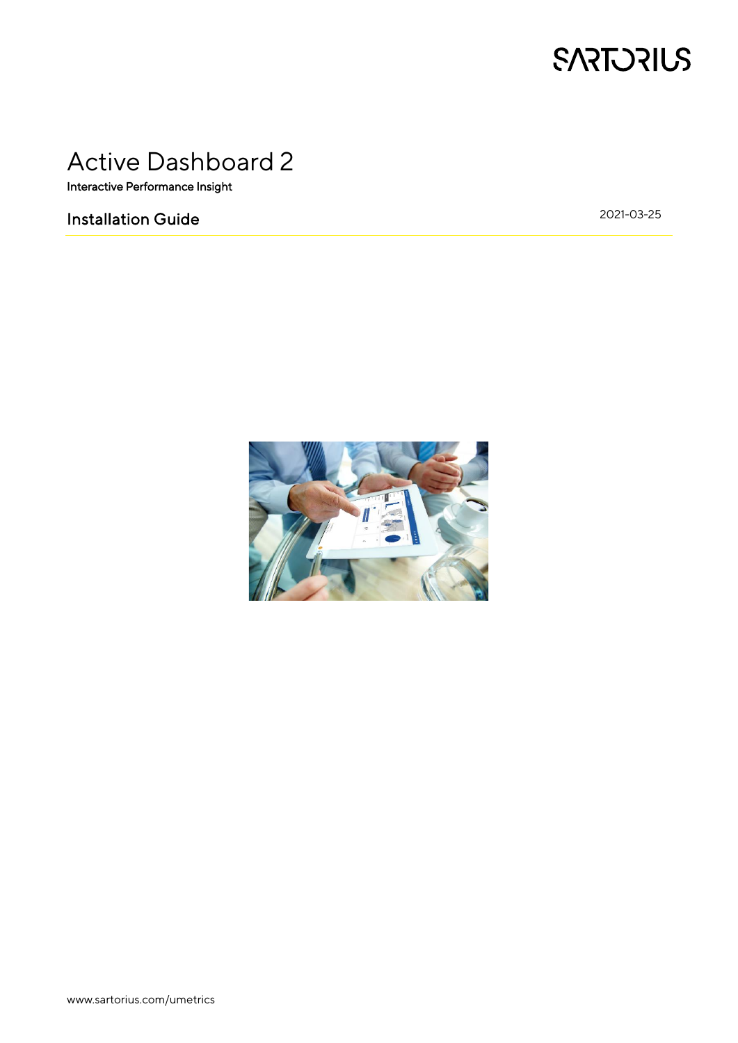SARTORIUS

# Active Dashboard 2

Interactive Performance Insight

## Installation Guide

2021-03-25

www.sartorius.com/umetrics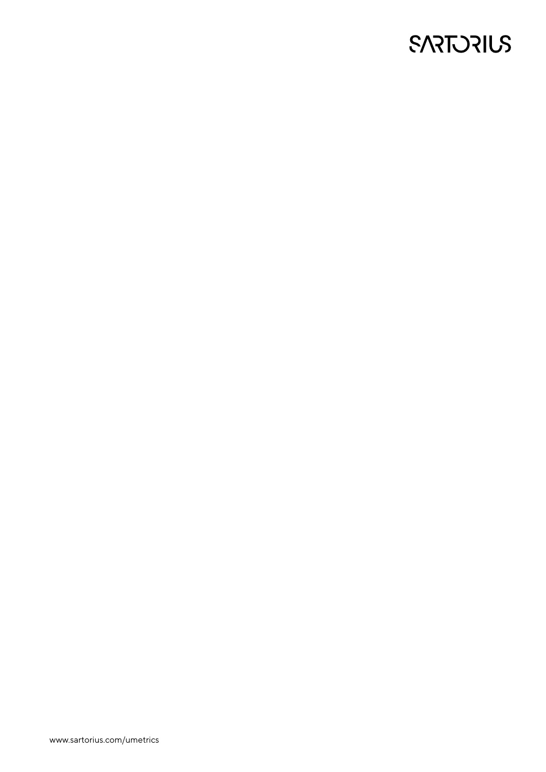SARTORIUS

www.sartorius.com/umetrics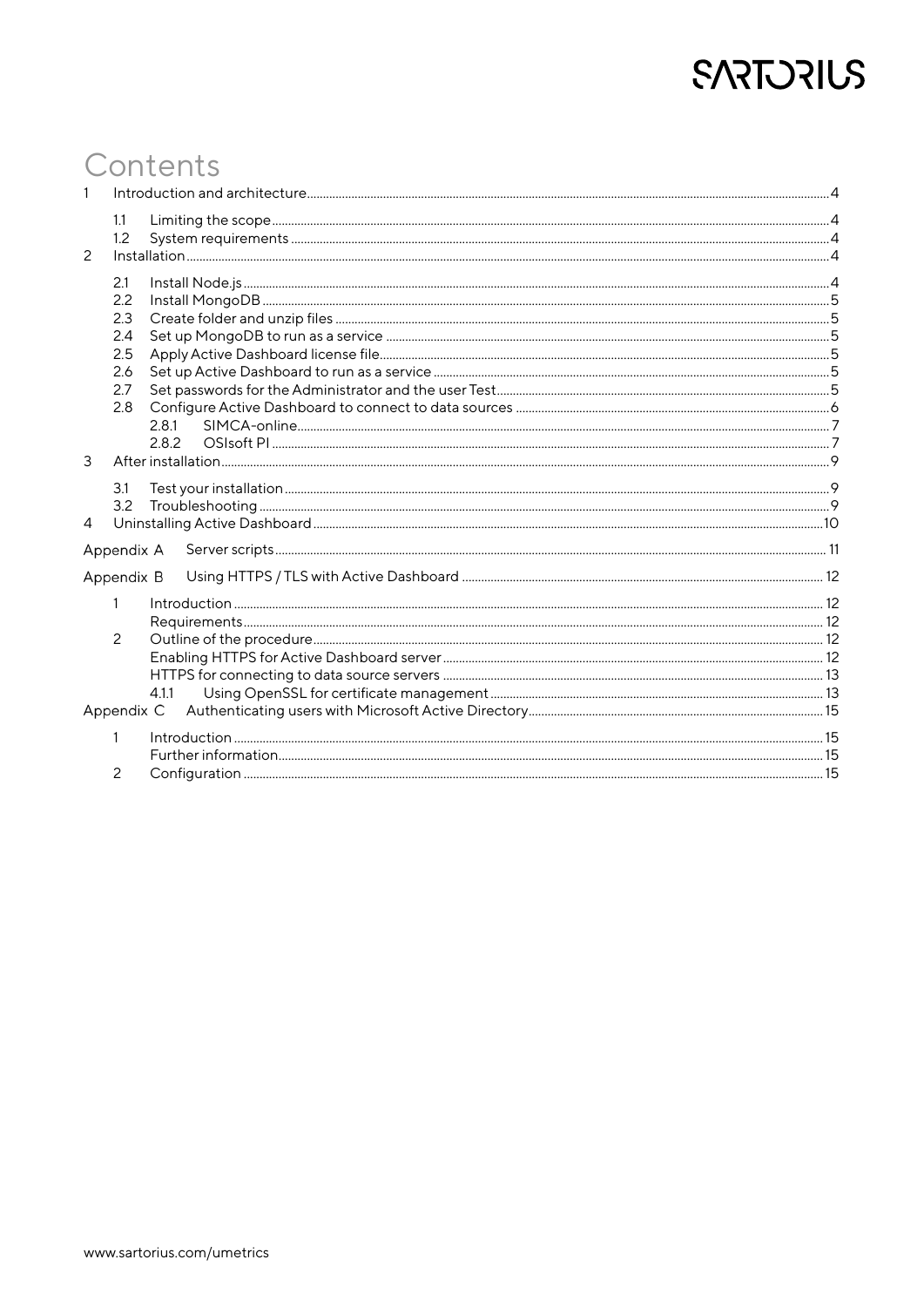# Contents

1 Introduction and architecture ... 4

- 1.1 Limiting the scope ... 4
- 1.2 System requirements ... 4

2 Installation ... 4

- 2.1 Install Node.js ... 4
- 2.2 Install MongoDB ... 5
- 2.3 Create folder and unzip files ... 5
- 2.4 Set up MongoDB to run as a service ... 5
- 2.5 Apply Active Dashboard license file ... 5
- 2.6 Set up Active Dashboard to run as a service ... 5
- 2.7 Set passwords for the Administrator and the user Test ... 5
- 2.8 Configure Active Dashboard to connect to data sources ... 6
  - 2.8.1 SIMCA-online ... 7
  - 2.8.2 OSIsoft PI ... 7

3 After installation ... 9

- 3.1 Test your installation ... 9
- 3.2 Troubleshooting ... 9

4 Uninstalling Active Dashboard ... 10

Appendix A Server scripts ... 11

Appendix B Using HTTPS / TLS with Active Dashboard ... 12

- 1 Introduction ... 12
  - Requirements ... 12
- 2 Outline of the procedure ... 12
  - Enabling HTTPS for Active Dashboard server ... 12
  - HTTPS for connecting to data source servers ... 13
    - 4.1.1 Using OpenSSL for certificate management ... 13

Appendix C Authenticating users with Microsoft Active Directory ... 15

- 1 Introduction ... 15
  - Further information ... 15
- 2 Configuration ... 15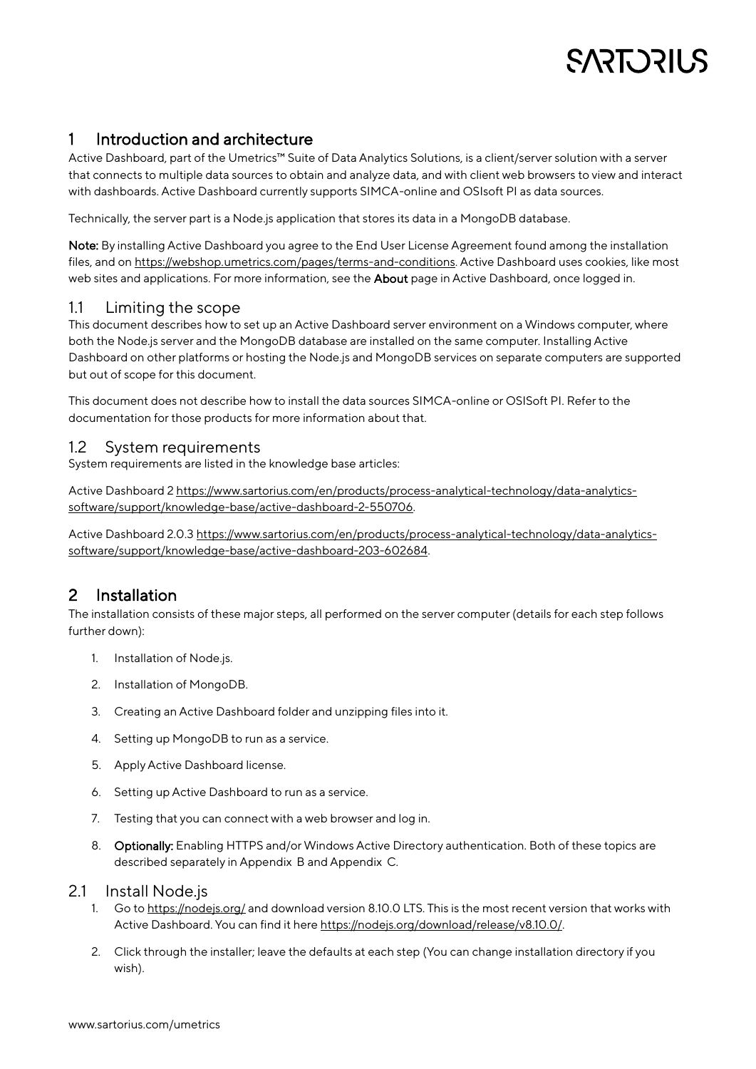# 1 Introduction and architecture

Active Dashboard, part of the Umetrics™ Suite of Data Analytics Solutions, is a client/server solution with a server that connects to multiple data sources to obtain and analyze data, and with client web browsers to view and interact with dashboards. Active Dashboard currently supports SIMCA-online and OSIsoft PI as data sources.

Technically, the server part is a Node.js application that stores its data in a MongoDB database.

**Note:** By installing Active Dashboard you agree to the End User License Agreement found among the installation files, and on https://webshop.umetrics.com/pages/terms-and-conditions. Active Dashboard uses cookies, like most web sites and applications. For more information, see the **About** page in Active Dashboard, once logged in.

## 1.1 Limiting the scope

This document describes how to set up an Active Dashboard server environment on a Windows computer, where both the Node.js server and the MongoDB database are installed on the same computer. Installing Active Dashboard on other platforms or hosting the Node.js and MongoDB services on separate computers are supported but out of scope for this document.

This document does not describe how to install the data sources SIMCA-online or OSISoft PI. Refer to the documentation for those products for more information about that.

## 1.2 System requirements

System requirements are listed in the knowledge base articles:

Active Dashboard 2 https://www.sartorius.com/en/products/process-analytical-technology/data-analytics-software/support/knowledge-base/active-dashboard-2-550706.

Active Dashboard 2.0.3 https://www.sartorius.com/en/products/process-analytical-technology/data-analytics-software/support/knowledge-base/active-dashboard-203-602684.

# 2 Installation

The installation consists of these major steps, all performed on the server computer (details for each step follows further down):

1. Installation of Node.js.
2. Installation of MongoDB.
3. Creating an Active Dashboard folder and unzipping files into it.
4. Setting up MongoDB to run as a service.
5. Apply Active Dashboard license.
6. Setting up Active Dashboard to run as a service.
7. Testing that you can connect with a web browser and log in.
8. **Optionally:** Enabling HTTPS and/or Windows Active Directory authentication. Both of these topics are described separately in Appendix B and Appendix C.

## 2.1 Install Node.js

1. Go to https://nodejs.org/ and download version 8.10.0 LTS. This is the most recent version that works with Active Dashboard. You can find it here https://nodejs.org/download/release/v8.10.0/.
2. Click through the installer; leave the defaults at each step (You can change installation directory if you wish).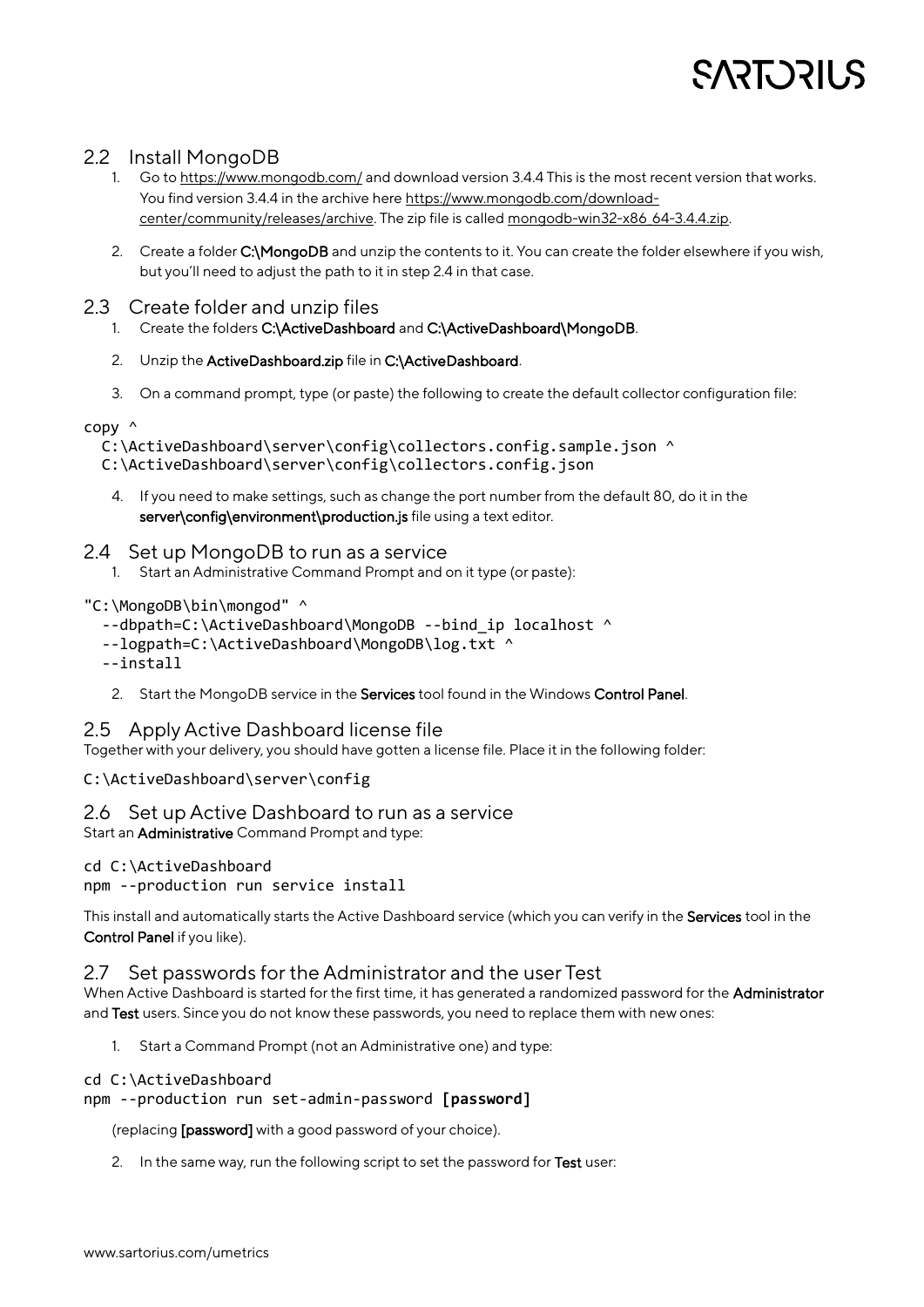## 2.2 Install MongoDB

1. Go to https://www.mongodb.com/ and download version 3.4.4 This is the most recent version that works. You find version 3.4.4 in the archive here https://www.mongodb.com/download-center/community/releases/archive. The zip file is called mongodb-win32-x86_64-3.4.4.zip.

2. Create a folder **C:\MongoDB** and unzip the contents to it. You can create the folder elsewhere if you wish, but you'll need to adjust the path to it in step 2.4 in that case.

## 2.3 Create folder and unzip files

1. Create the folders **C:\ActiveDashboard** and **C:\ActiveDashboard\MongoDB**.

2. Unzip the **ActiveDashboard.zip** file in **C:\ActiveDashboard**.

3. On a command prompt, type (or paste) the following to create the default collector configuration file:

```
copy ^
  C:\ActiveDashboard\server\config\collectors.config.sample.json ^
  C:\ActiveDashboard\server\config\collectors.config.json
```

4. If you need to make settings, such as change the port number from the default 80, do it in the **server\config\environment\production.js** file using a text editor.

## 2.4 Set up MongoDB to run as a service

1. Start an Administrative Command Prompt and on it type (or paste):

```
"C:\MongoDB\bin\mongod" ^
  --dbpath=C:\ActiveDashboard\MongoDB --bind_ip localhost ^
  --logpath=C:\ActiveDashboard\MongoDB\log.txt ^
  --install
```

2. Start the MongoDB service in the **Services** tool found in the Windows **Control Panel**.

## 2.5 Apply Active Dashboard license file

Together with your delivery, you should have gotten a license file. Place it in the following folder:

```
C:\ActiveDashboard\server\config
```

## 2.6 Set up Active Dashboard to run as a service

Start an **Administrative** Command Prompt and type:

```
cd C:\ActiveDashboard
npm --production run service install
```

This install and automatically starts the Active Dashboard service (which you can verify in the **Services** tool in the **Control Panel** if you like).

## 2.7 Set passwords for the Administrator and the user Test

When Active Dashboard is started for the first time, it has generated a randomized password for the **Administrator** and **Test** users. Since you do not know these passwords, you need to replace them with new ones:

1. Start a Command Prompt (not an Administrative one) and type:

```
cd C:\ActiveDashboard
npm --production run set-admin-password [password]
```

(replacing **[password]** with a good password of your choice).

2. In the same way, run the following script to set the password for **Test** user: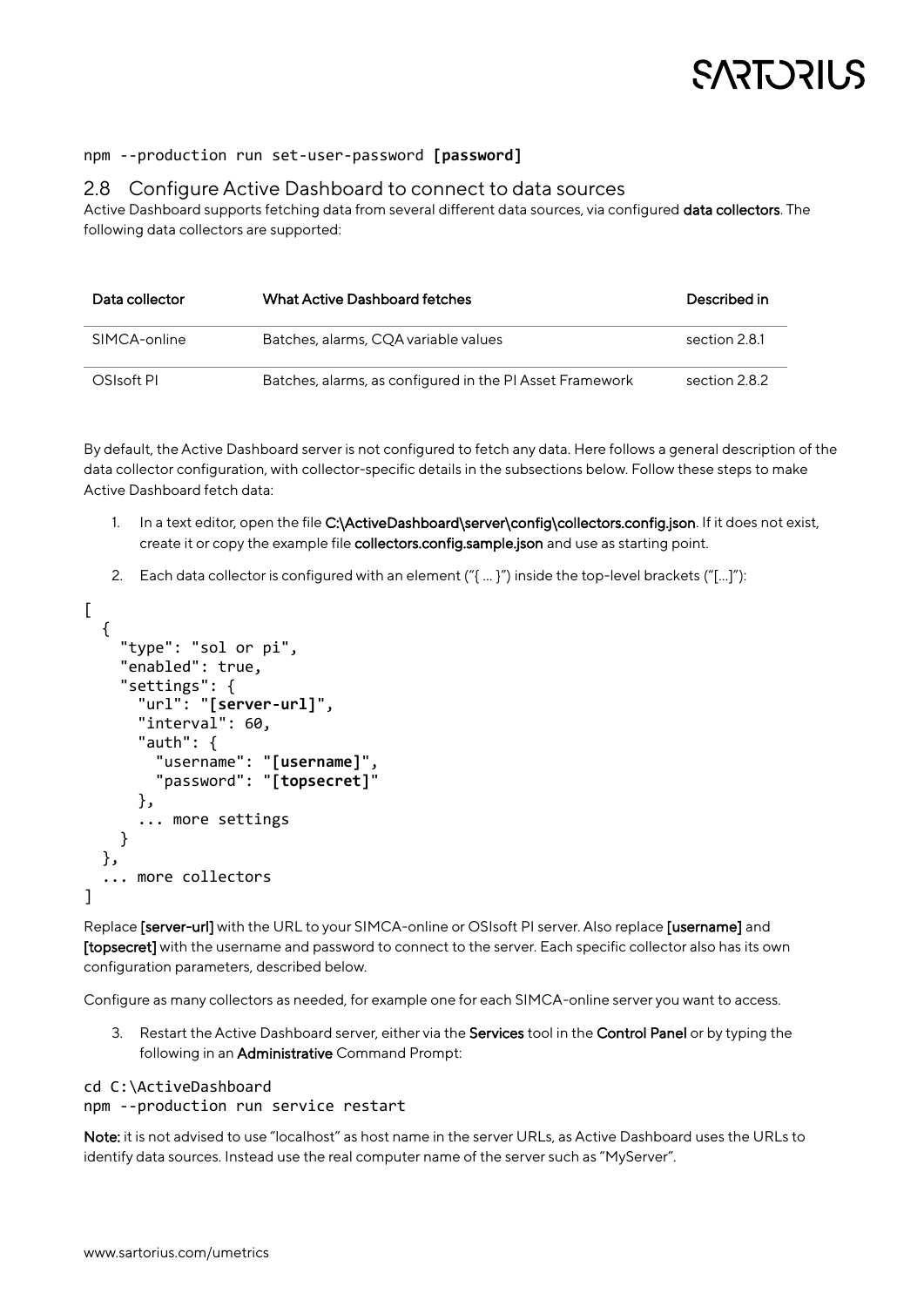```
npm --production run set-user-password [password]
```

## 2.8 Configure Active Dashboard to connect to data sources

Active Dashboard supports fetching data from several different data sources, via configured **data collectors**. The following data collectors are supported:

| Data collector | What Active Dashboard fetches | Described in |
| --- | --- | --- |
| SIMCA-online | Batches, alarms, CQA variable values | section 2.8.1 |
| OSIsoft PI | Batches, alarms, as configured in the PI Asset Framework | section 2.8.2 |

By default, the Active Dashboard server is not configured to fetch any data. Here follows a general description of the data collector configuration, with collector-specific details in the subsections below. Follow these steps to make Active Dashboard fetch data:

1. In a text editor, open the file **C:\ActiveDashboard\server\config\collectors.config.json**. If it does not exist, create it or copy the example file **collectors.config.sample.json** and use as starting point.
2. Each data collector is configured with an element ("{ … }") inside the top-level brackets ("[…]"):

```
[
  {
    "type": "sol or pi",
    "enabled": true,
    "settings": {
      "url": "[server-url]",
      "interval": 60,
      "auth": {
        "username": "[username]",
        "password": "[topsecret]"
      },
      ... more settings
    }
  },
  ... more collectors
]
```

Replace **[server-url]** with the URL to your SIMCA-online or OSIsoft PI server. Also replace **[username]** and **[topsecret]** with the username and password to connect to the server. Each specific collector also has its own configuration parameters, described below.

Configure as many collectors as needed, for example one for each SIMCA-online server you want to access.

3. Restart the Active Dashboard server, either via the **Services** tool in the **Control Panel** or by typing the following in an **Administrative** Command Prompt:

```
cd C:\ActiveDashboard
npm --production run service restart
```

**Note:** it is not advised to use "localhost" as host name in the server URLs, as Active Dashboard uses the URLs to identify data sources. Instead use the real computer name of the server such as "MyServer".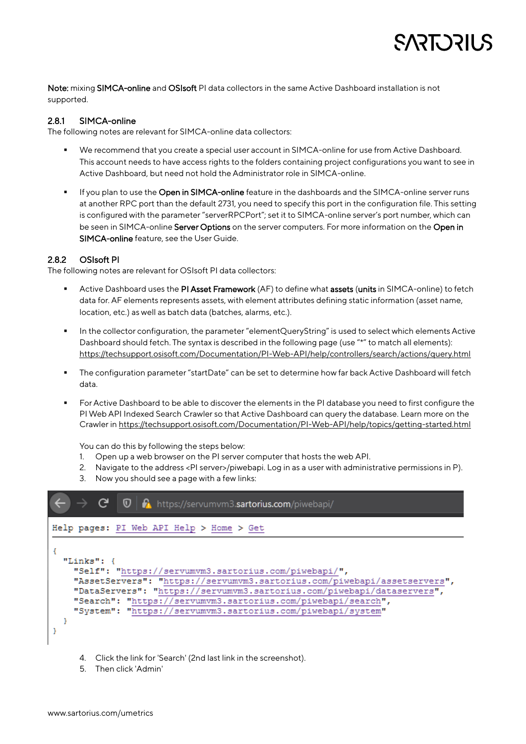**Note:** mixing **SIMCA-online** and **OSIsoft** PI data collectors in the same Active Dashboard installation is not supported.

### 2.8.1 SIMCA-online

The following notes are relevant for SIMCA-online data collectors:

- We recommend that you create a special user account in SIMCA-online for use from Active Dashboard. This account needs to have access rights to the folders containing project configurations you want to see in Active Dashboard, but need not hold the Administrator role in SIMCA-online.
- If you plan to use the **Open in SIMCA-online** feature in the dashboards and the SIMCA-online server runs at another RPC port than the default 2731, you need to specify this port in the configuration file. This setting is configured with the parameter "serverRPCPort"; set it to SIMCA-online server's port number, which can be seen in SIMCA-online **Server Options** on the server computers. For more information on the **Open in SIMCA-online** feature, see the User Guide.

### 2.8.2 OSIsoft PI

The following notes are relevant for OSIsoft PI data collectors:

- Active Dashboard uses the **PI Asset Framework** (AF) to define what **assets** (**units** in SIMCA-online) to fetch data for. AF elements represents assets, with element attributes defining static information (asset name, location, etc.) as well as batch data (batches, alarms, etc.).
- In the collector configuration, the parameter "elementQueryString" is used to select which elements Active Dashboard should fetch. The syntax is described in the following page (use "*" to match all elements): https://techsupport.osisoft.com/Documentation/PI-Web-API/help/controllers/search/actions/query.html
- The configuration parameter "startDate" can be set to determine how far back Active Dashboard will fetch data.
- For Active Dashboard to be able to discover the elements in the PI database you need to first configure the PI Web API Indexed Search Crawler so that Active Dashboard can query the database. Learn more on the Crawler in https://techsupport.osisoft.com/Documentation/PI-Web-API/help/topics/getting-started.html

  You can do this by following the steps below:
  1. Open up a web browser on the PI server computer that hosts the web API.
  2. Navigate to the address <PI server>/piwebapi. Log in as a user with administrative permissions in P).
  3. Now you should see a page with a few links:

```
https://servumvm3.sartorius.com/piwebapi/

Help pages: PI Web API Help > Home > Get

{
  "Links": {
    "Self": "https://servumvm3.sartorius.com/piwebapi/",
    "AssetServers": "https://servumvm3.sartorius.com/piwebapi/assetservers",
    "DataServers": "https://servumvm3.sartorius.com/piwebapi/dataservers",
    "Search": "https://servumvm3.sartorius.com/piwebapi/search",
    "System": "https://servumvm3.sartorius.com/piwebapi/system"
  }
}
```

  4. Click the link for 'Search' (2nd last link in the screenshot).
  5. Then click 'Admin'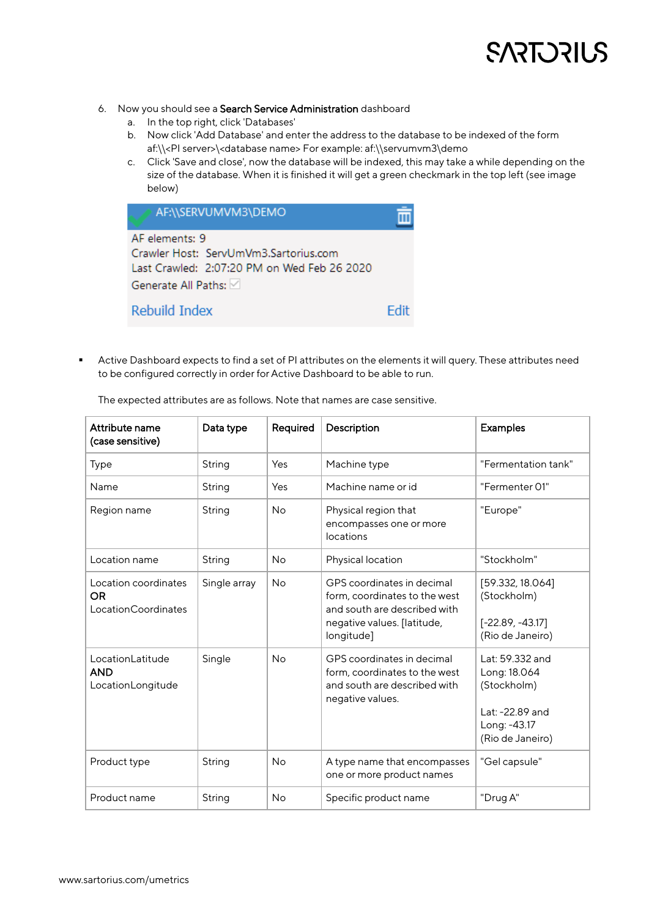6. Now you should see a **Search Service Administration** dashboard
   a. In the top right, click 'Databases'
   b. Now click 'Add Database' and enter the address to the database to be indexed of the form af:\\<PI server>\<database name> For example: af:\\servumvm3\demo
   c. Click 'Save and close', now the database will be indexed, this may take a while depending on the size of the database. When it is finished it will get a green checkmark in the top left (see image below)

- Active Dashboard expects to find a set of PI attributes on the elements it will query. These attributes need to be configured correctly in order for Active Dashboard to be able to run.

  The expected attributes are as follows. Note that names are case sensitive.

| **Attribute name (case sensitive)** | **Data type** | **Required** | **Description** | **Examples** |
|---|---|---|---|---|
| Type | String | Yes | Machine type | "Fermentation tank" |
| Name | String | Yes | Machine name or id | "Fermenter 01" |
| Region name | String | No | Physical region that encompasses one or more locations | "Europe" |
| Location name | String | No | Physical location | "Stockholm" |
| Location coordinates **OR** LocationCoordinates | Single array | No | GPS coordinates in decimal form, coordinates to the west and south are described with negative values. [latitude, longitude] | [59.332, 18.064] (Stockholm)<br><br>[-22.89, -43.17] (Rio de Janeiro) |
| LocationLatitude **AND** LocationLongitude | Single | No | GPS coordinates in decimal form, coordinates to the west and south are described with negative values. | Lat: 59.332 and Long: 18.064 (Stockholm)<br><br>Lat: -22.89 and Long: -43.17 (Rio de Janeiro) |
| Product type | String | No | A type name that encompasses one or more product names | "Gel capsule" |
| Product name | String | No | Specific product name | "Drug A" |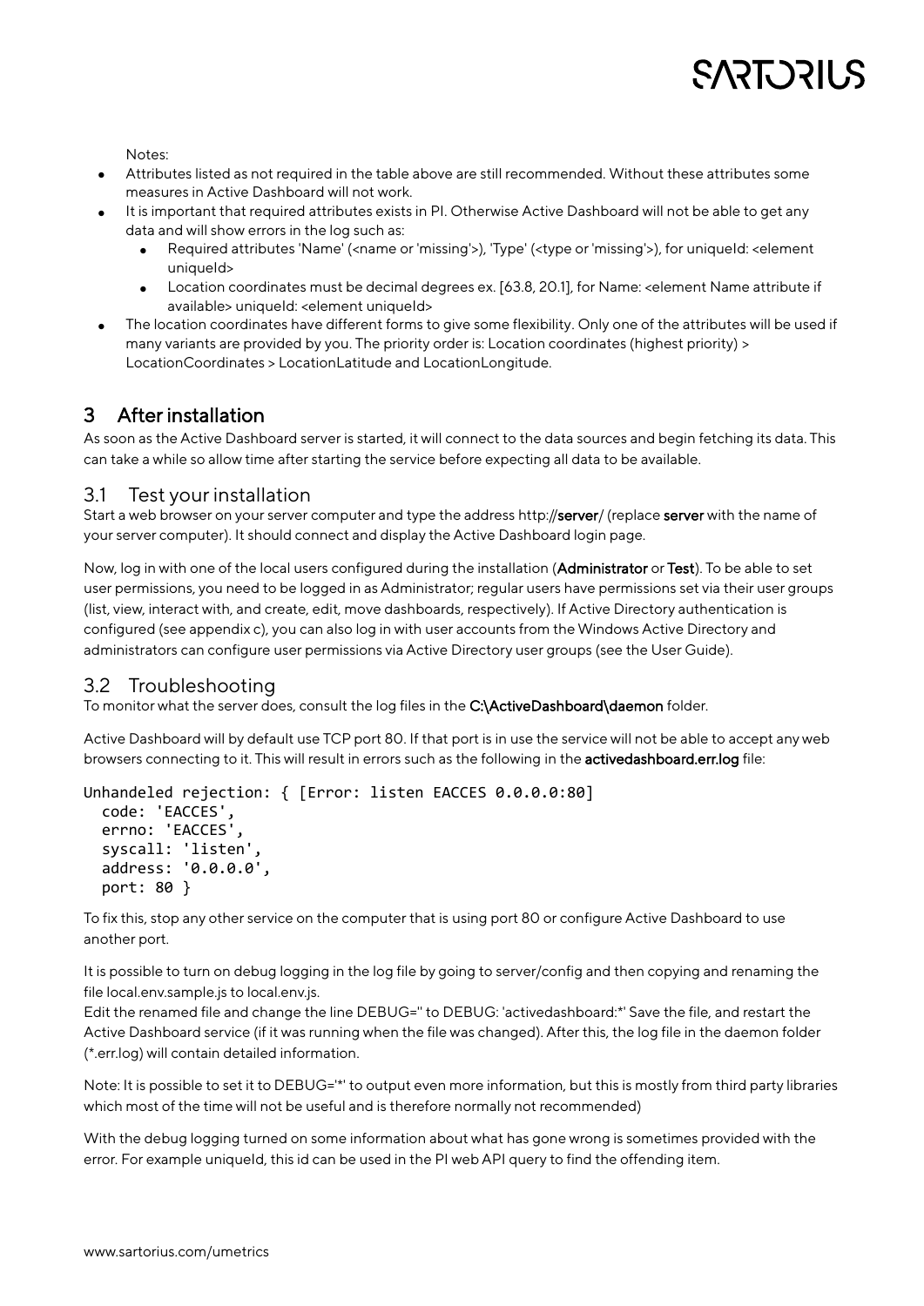Notes:

- Attributes listed as not required in the table above are still recommended. Without these attributes some measures in Active Dashboard will not work.
- It is important that required attributes exists in PI. Otherwise Active Dashboard will not be able to get any data and will show errors in the log such as:
  - Required attributes 'Name' (<name or 'missing'>), 'Type' (<type or 'missing'>), for uniqueId: <element uniqueId>
  - Location coordinates must be decimal degrees ex. [63.8, 20.1], for Name: <element Name attribute if available> uniqueId: <element uniqueId>
- The location coordinates have different forms to give some flexibility. Only one of the attributes will be used if many variants are provided by you. The priority order is: Location coordinates (highest priority) > LocationCoordinates > LocationLatitude and LocationLongitude.

# 3 After installation

As soon as the Active Dashboard server is started, it will connect to the data sources and begin fetching its data. This can take a while so allow time after starting the service before expecting all data to be available.

## 3.1 Test your installation

Start a web browser on your server computer and type the address http://**server**/ (replace **server** with the name of your server computer). It should connect and display the Active Dashboard login page.

Now, log in with one of the local users configured during the installation (**Administrator** or **Test**). To be able to set user permissions, you need to be logged in as Administrator; regular users have permissions set via their user groups (list, view, interact with, and create, edit, move dashboards, respectively). If Active Directory authentication is configured (see appendix c), you can also log in with user accounts from the Windows Active Directory and administrators can configure user permissions via Active Directory user groups (see the User Guide).

## 3.2 Troubleshooting

To monitor what the server does, consult the log files in the **C:\ActiveDashboard\daemon** folder.

Active Dashboard will by default use TCP port 80. If that port is in use the service will not be able to accept any web browsers connecting to it. This will result in errors such as the following in the **activedashboard.err.log** file:

```
Unhandeled rejection: { [Error: listen EACCES 0.0.0.0:80]
  code: 'EACCES',
  errno: 'EACCES',
  syscall: 'listen',
  address: '0.0.0.0',
  port: 80 }
```

To fix this, stop any other service on the computer that is using port 80 or configure Active Dashboard to use another port.

It is possible to turn on debug logging in the log file by going to server/config and then copying and renaming the file local.env.sample.js to local.env.js.
Edit the renamed file and change the line DEBUG='' to DEBUG: 'activedashboard:*' Save the file, and restart the Active Dashboard service (if it was running when the file was changed). After this, the log file in the daemon folder (*.err.log) will contain detailed information.

Note: It is possible to set it to DEBUG='*' to output even more information, but this is mostly from third party libraries which most of the time will not be useful and is therefore normally not recommended)

With the debug logging turned on some information about what has gone wrong is sometimes provided with the error. For example uniqueId, this id can be used in the PI web API query to find the offending item.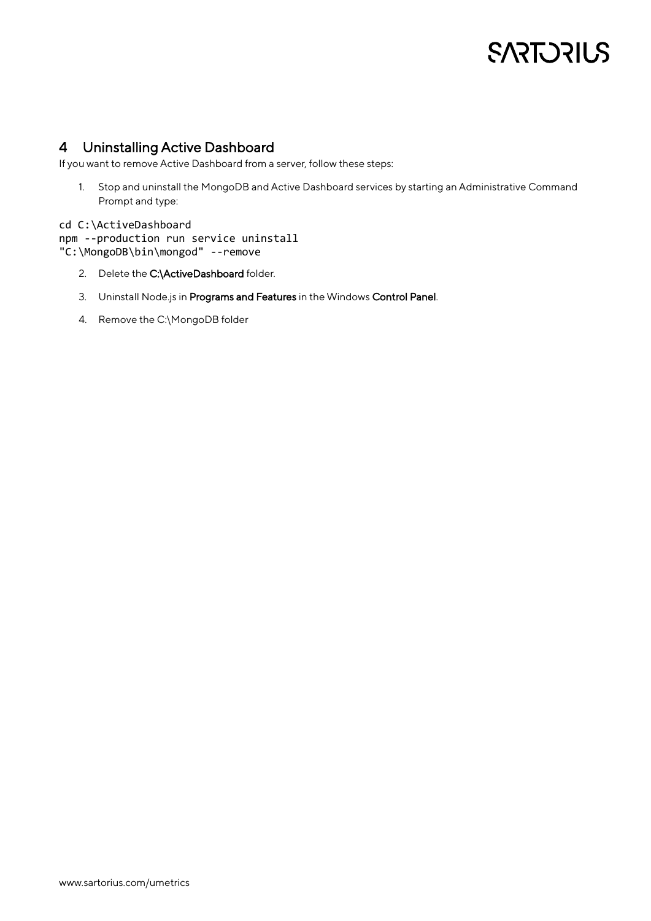# 4 Uninstalling Active Dashboard

If you want to remove Active Dashboard from a server, follow these steps:

1. Stop and uninstall the MongoDB and Active Dashboard services by starting an Administrative Command Prompt and type:

```
cd C:\ActiveDashboard
npm --production run service uninstall
"C:\MongoDB\bin\mongod" --remove
```

2. Delete the **C:\ActiveDashboard** folder.
3. Uninstall Node.js in **Programs and Features** in the Windows **Control Panel**.
4. Remove the C:\MongoDB folder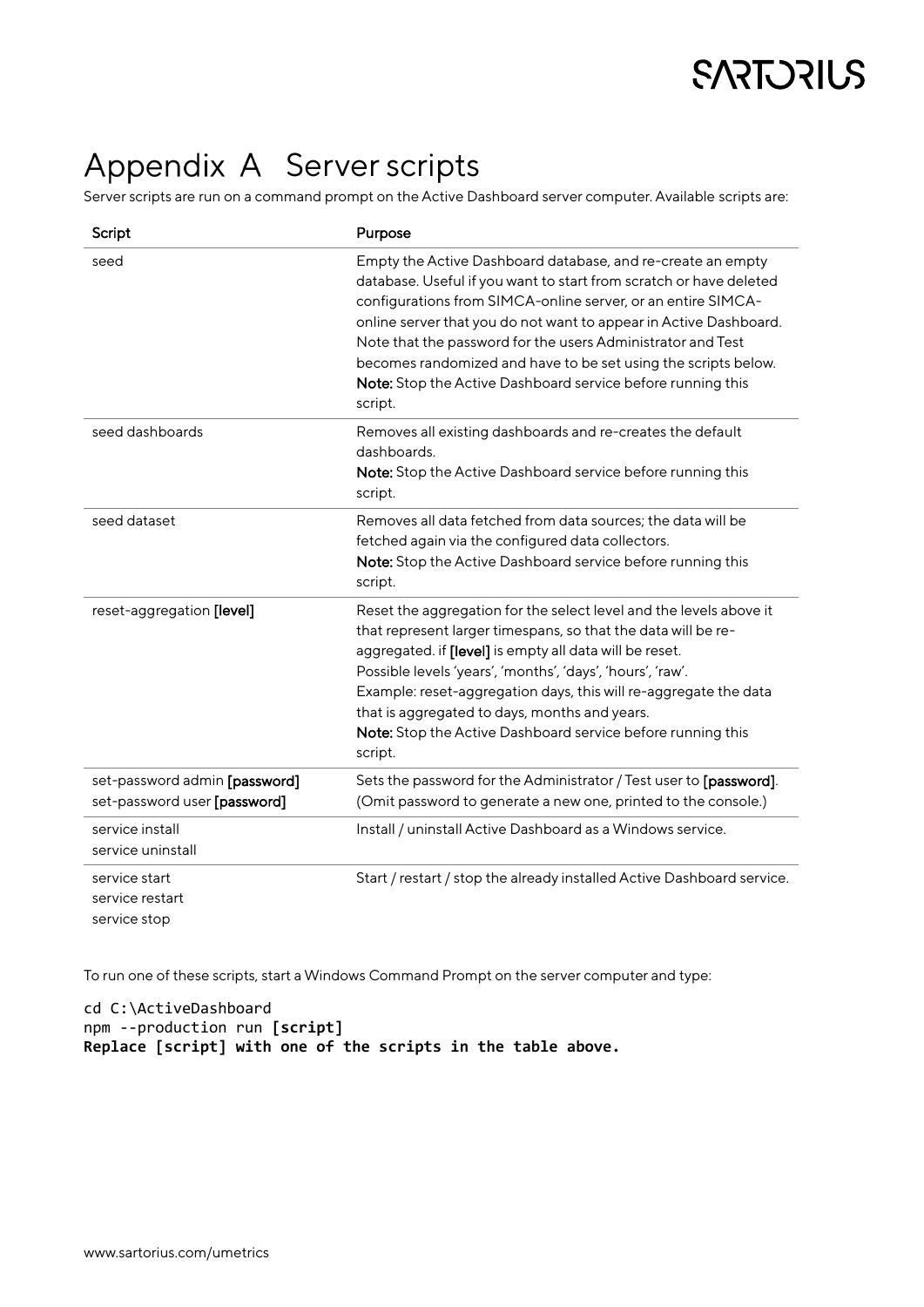# Appendix A Server scripts

Server scripts are run on a command prompt on the Active Dashboard server computer. Available scripts are:

| Script | Purpose |
|---|---|
| seed | Empty the Active Dashboard database, and re-create an empty database. Useful if you want to start from scratch or have deleted configurations from SIMCA-online server, or an entire SIMCA-online server that you do not want to appear in Active Dashboard. Note that the password for the users Administrator and Test becomes randomized and have to be set using the scripts below.<br>**Note:** Stop the Active Dashboard service before running this script. |
| seed dashboards | Removes all existing dashboards and re-creates the default dashboards.<br>**Note:** Stop the Active Dashboard service before running this script. |
| seed dataset | Removes all data fetched from data sources; the data will be fetched again via the configured data collectors.<br>**Note:** Stop the Active Dashboard service before running this script. |
| reset-aggregation **[level]** | Reset the aggregation for the select level and the levels above it that represent larger timespans, so that the data will be re-aggregated. if **[level]** is empty all data will be reset.<br>Possible levels 'years', 'months', 'days', 'hours', 'raw'.<br>Example: reset-aggregation days, this will re-aggregate the data that is aggregated to days, months and years.<br>**Note:** Stop the Active Dashboard service before running this script. |
| set-password admin **[password]**<br>set-password user **[password]** | Sets the password for the Administrator / Test user to **[password]**. (Omit password to generate a new one, printed to the console.) |
| service install<br>service uninstall | Install / uninstall Active Dashboard as a Windows service. |
| service start<br>service restart<br>service stop | Start / restart / stop the already installed Active Dashboard service. |

To run one of these scripts, start a Windows Command Prompt on the server computer and type:

```
cd C:\ActiveDashboard
npm --production run [script]
```

**Replace [script] with one of the scripts in the table above.**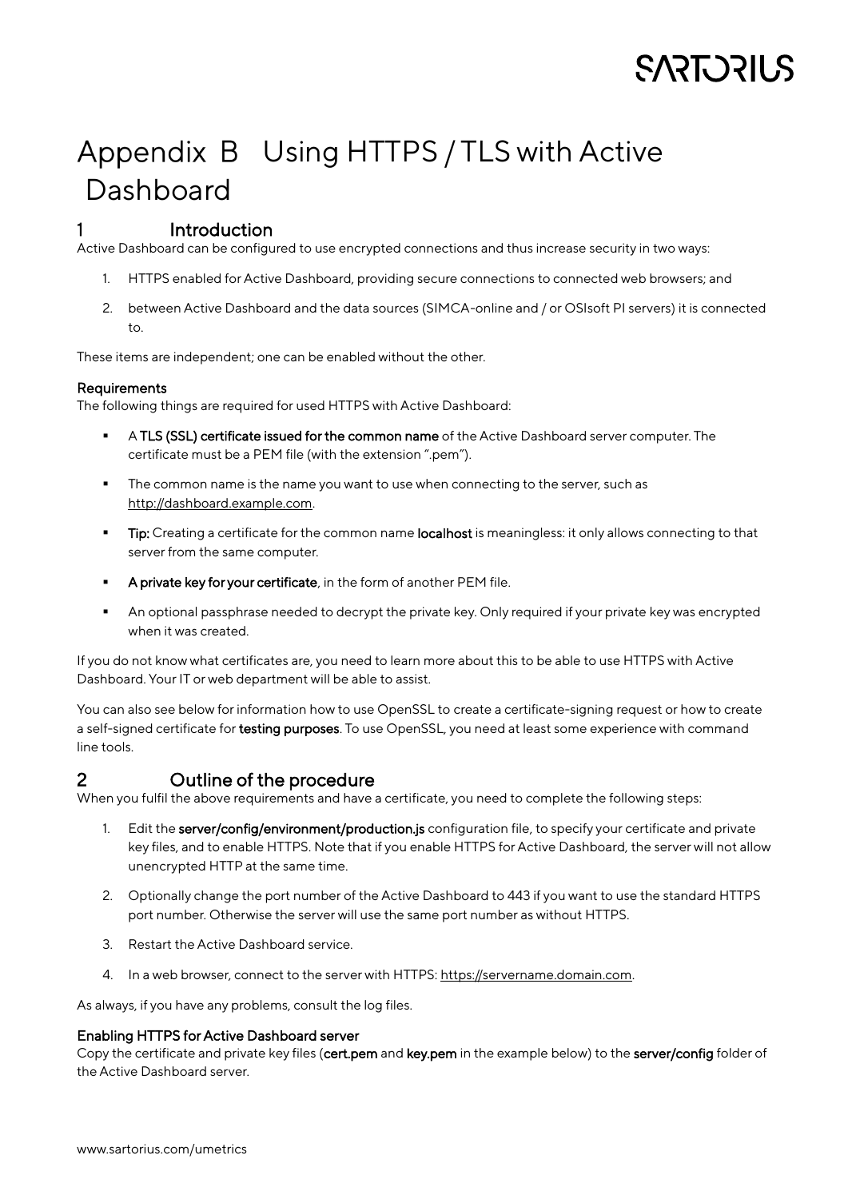# Appendix B Using HTTPS / TLS with Active Dashboard

## 1 Introduction

Active Dashboard can be configured to use encrypted connections and thus increase security in two ways:

1. HTTPS enabled for Active Dashboard, providing secure connections to connected web browsers; and
2. between Active Dashboard and the data sources (SIMCA-online and / or OSIsoft PI servers) it is connected to.

These items are independent; one can be enabled without the other.

### Requirements

The following things are required for used HTTPS with Active Dashboard:

- A **TLS (SSL) certificate issued for the common name** of the Active Dashboard server computer. The certificate must be a PEM file (with the extension ".pem").
- The common name is the name you want to use when connecting to the server, such as http://dashboard.example.com.
- **Tip:** Creating a certificate for the common name **localhost** is meaningless: it only allows connecting to that server from the same computer.
- **A private key for your certificate**, in the form of another PEM file.
- An optional passphrase needed to decrypt the private key. Only required if your private key was encrypted when it was created.

If you do not know what certificates are, you need to learn more about this to be able to use HTTPS with Active Dashboard. Your IT or web department will be able to assist.

You can also see below for information how to use OpenSSL to create a certificate-signing request or how to create a self-signed certificate for **testing purposes**. To use OpenSSL, you need at least some experience with command line tools.

## 2 Outline of the procedure

When you fulfil the above requirements and have a certificate, you need to complete the following steps:

1. Edit the **server/config/environment/production.js** configuration file, to specify your certificate and private key files, and to enable HTTPS. Note that if you enable HTTPS for Active Dashboard, the server will not allow unencrypted HTTP at the same time.
2. Optionally change the port number of the Active Dashboard to 443 if you want to use the standard HTTPS port number. Otherwise the server will use the same port number as without HTTPS.
3. Restart the Active Dashboard service.
4. In a web browser, connect to the server with HTTPS: https://servername.domain.com.

As always, if you have any problems, consult the log files.

### Enabling HTTPS for Active Dashboard server

Copy the certificate and private key files (**cert.pem** and **key.pem** in the example below) to the **server/config** folder of the Active Dashboard server.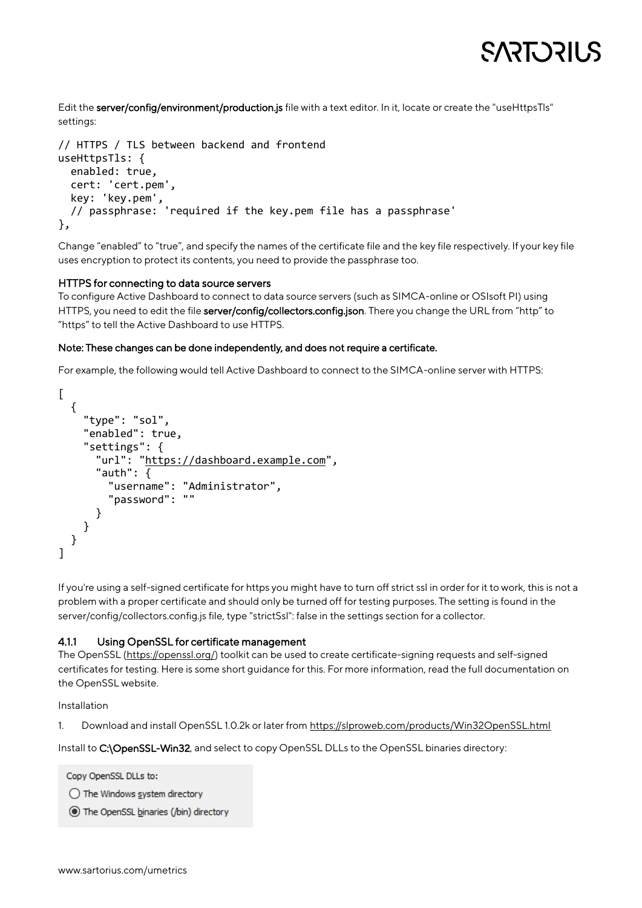Edit the **server/config/environment/production.js** file with a text editor. In it, locate or create the "useHttpsTls" settings:

```
// HTTPS / TLS between backend and frontend
useHttpsTls: {
  enabled: true,
  cert: 'cert.pem',
  key: 'key.pem',
  // passphrase: 'required if the key.pem file has a passphrase'
},
```

Change "enabled" to "true", and specify the names of the certificate file and the key file respectively. If your key file uses encryption to protect its contents, you need to provide the passphrase too.

**HTTPS for connecting to data source servers**

To configure Active Dashboard to connect to data source servers (such as SIMCA-online or OSIsoft PI) using HTTPS, you need to edit the file **server/config/collectors.config.json**. There you change the URL from "http" to "https" to tell the Active Dashboard to use HTTPS.

**Note: These changes can be done independently, and does not require a certificate.**

For example, the following would tell Active Dashboard to connect to the SIMCA-online server with HTTPS:

```
[
  {
    "type": "sol",
    "enabled": true,
    "settings": {
      "url": "https://dashboard.example.com",
      "auth": {
        "username": "Administrator",
        "password": ""
      }
    }
  }
]
```

If you're using a self-signed certificate for https you might have to turn off strict ssl in order for it to work, this is not a problem with a proper certificate and should only be turned off for testing purposes. The setting is found in the server/config/collectors.config.js file, type "strictSsl": false in the settings section for a collector.

### 4.1.1 Using OpenSSL for certificate management

The OpenSSL (https://openssl.org/) toolkit can be used to create certificate-signing requests and self-signed certificates for testing. Here is some short guidance for this. For more information, read the full documentation on the OpenSSL website.

Installation

1. Download and install OpenSSL 1.0.2k or later from https://slproweb.com/products/Win32OpenSSL.html

Install to **C:\OpenSSL-Win32**, and select to copy OpenSSL DLLs to the OpenSSL binaries directory:

Copy OpenSSL DLLs to:

- ○ The Windows system directory
- ◉ The OpenSSL binaries (/bin) directory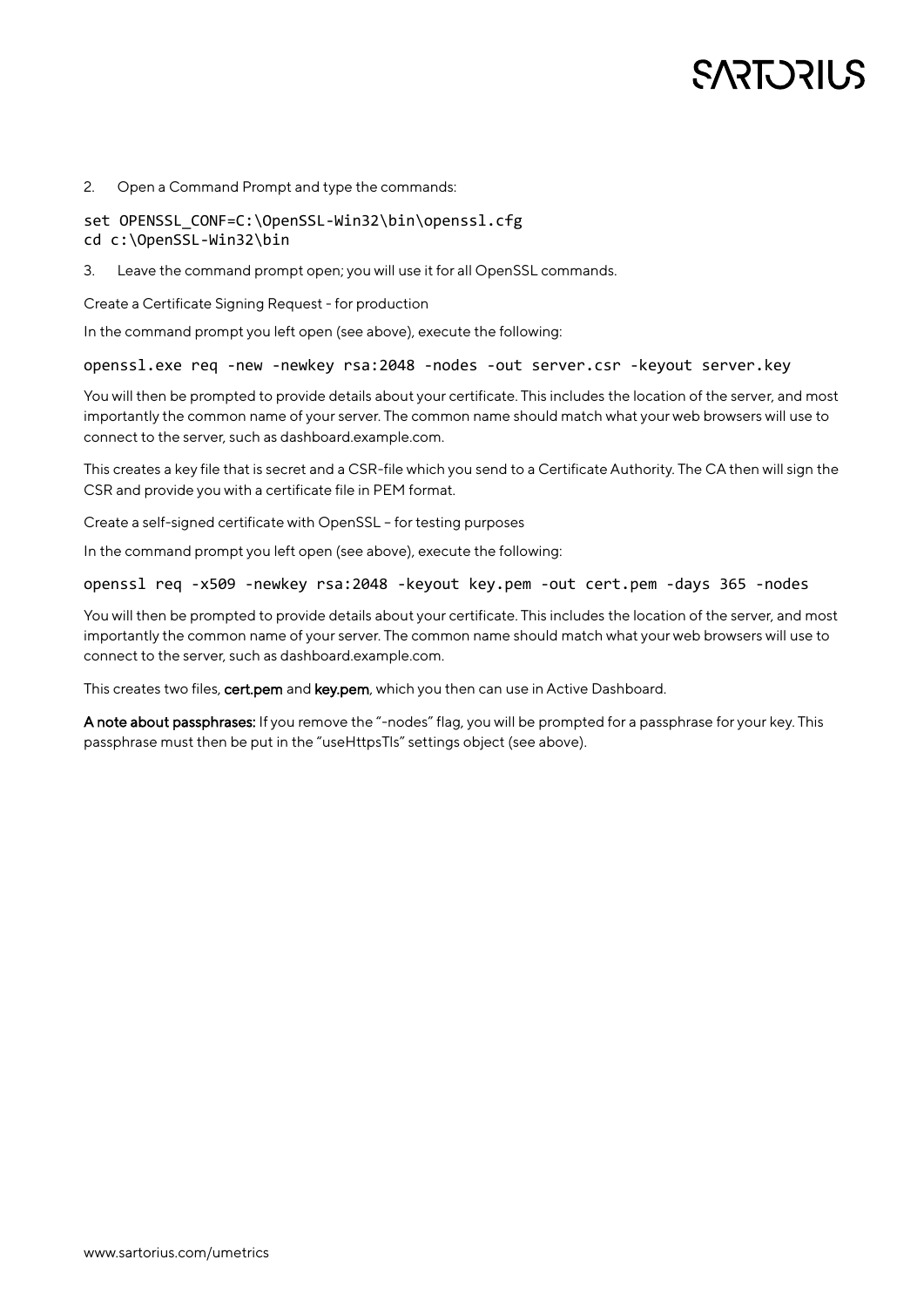2. Open a Command Prompt and type the commands:

```
set OPENSSL_CONF=C:\OpenSSL-Win32\bin\openssl.cfg
cd c:\OpenSSL-Win32\bin
```

3. Leave the command prompt open; you will use it for all OpenSSL commands.

Create a Certificate Signing Request - for production

In the command prompt you left open (see above), execute the following:

```
openssl.exe req -new -newkey rsa:2048 -nodes -out server.csr -keyout server.key
```

You will then be prompted to provide details about your certificate. This includes the location of the server, and most importantly the common name of your server. The common name should match what your web browsers will use to connect to the server, such as dashboard.example.com.

This creates a key file that is secret and a CSR-file which you send to a Certificate Authority. The CA then will sign the CSR and provide you with a certificate file in PEM format.

Create a self-signed certificate with OpenSSL – for testing purposes

In the command prompt you left open (see above), execute the following:

```
openssl req -x509 -newkey rsa:2048 -keyout key.pem -out cert.pem -days 365 -nodes
```

You will then be prompted to provide details about your certificate. This includes the location of the server, and most importantly the common name of your server. The common name should match what your web browsers will use to connect to the server, such as dashboard.example.com.

This creates two files, **cert.pem** and **key.pem**, which you then can use in Active Dashboard.

**A note about passphrases:** If you remove the "-nodes" flag, you will be prompted for a passphrase for your key. This passphrase must then be put in the "useHttpsTls" settings object (see above).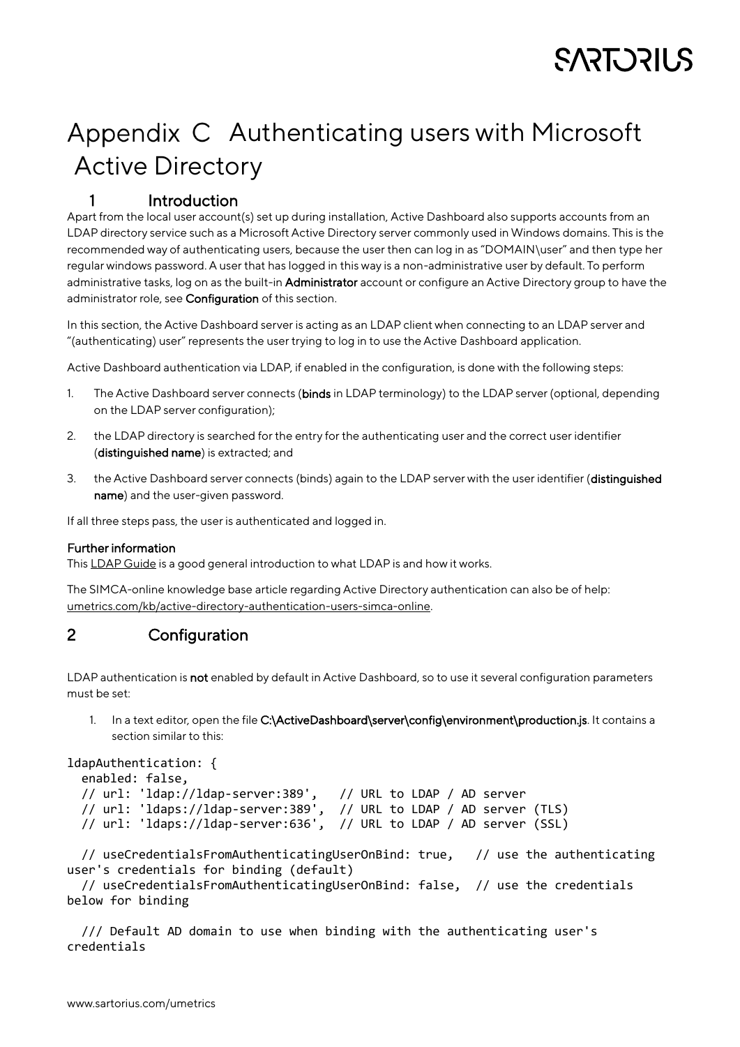# Appendix C Authenticating users with Microsoft Active Directory

## 1 Introduction

Apart from the local user account(s) set up during installation, Active Dashboard also supports accounts from an LDAP directory service such as a Microsoft Active Directory server commonly used in Windows domains. This is the recommended way of authenticating users, because the user then can log in as "DOMAIN\user" and then type her regular windows password. A user that has logged in this way is a non-administrative user by default. To perform administrative tasks, log on as the built-in **Administrator** account or configure an Active Directory group to have the administrator role, see **Configuration** of this section.

In this section, the Active Dashboard server is acting as an LDAP client when connecting to an LDAP server and "(authenticating) user" represents the user trying to log in to use the Active Dashboard application.

Active Dashboard authentication via LDAP, if enabled in the configuration, is done with the following steps:

1. The Active Dashboard server connects (**binds** in LDAP terminology) to the LDAP server (optional, depending on the LDAP server configuration);
2. the LDAP directory is searched for the entry for the authenticating user and the correct user identifier (**distinguished name**) is extracted; and
3. the Active Dashboard server connects (binds) again to the LDAP server with the user identifier (**distinguished name**) and the user-given password.

If all three steps pass, the user is authenticated and logged in.

### Further information

This LDAP Guide is a good general introduction to what LDAP is and how it works.

The SIMCA-online knowledge base article regarding Active Directory authentication can also be of help: umetrics.com/kb/active-directory-authentication-users-simca-online.

## 2 Configuration

LDAP authentication is **not** enabled by default in Active Dashboard, so to use it several configuration parameters must be set:

1. In a text editor, open the file **C:\ActiveDashboard\server\config\environment\production.js**. It contains a section similar to this:

```
ldapAuthentication: {
  enabled: false,
  // url: 'ldap://ldap-server:389',   // URL to LDAP / AD server
  // url: 'ldaps://ldap-server:389',  // URL to LDAP / AD server (TLS)
  // url: 'ldaps://ldap-server:636',  // URL to LDAP / AD server (SSL)

  // useCredentialsFromAuthenticatingUserOnBind: true,   // use the authenticating
user's credentials for binding (default)
  // useCredentialsFromAuthenticatingUserOnBind: false,  // use the credentials
below for binding

  /// Default AD domain to use when binding with the authenticating user's
credentials
```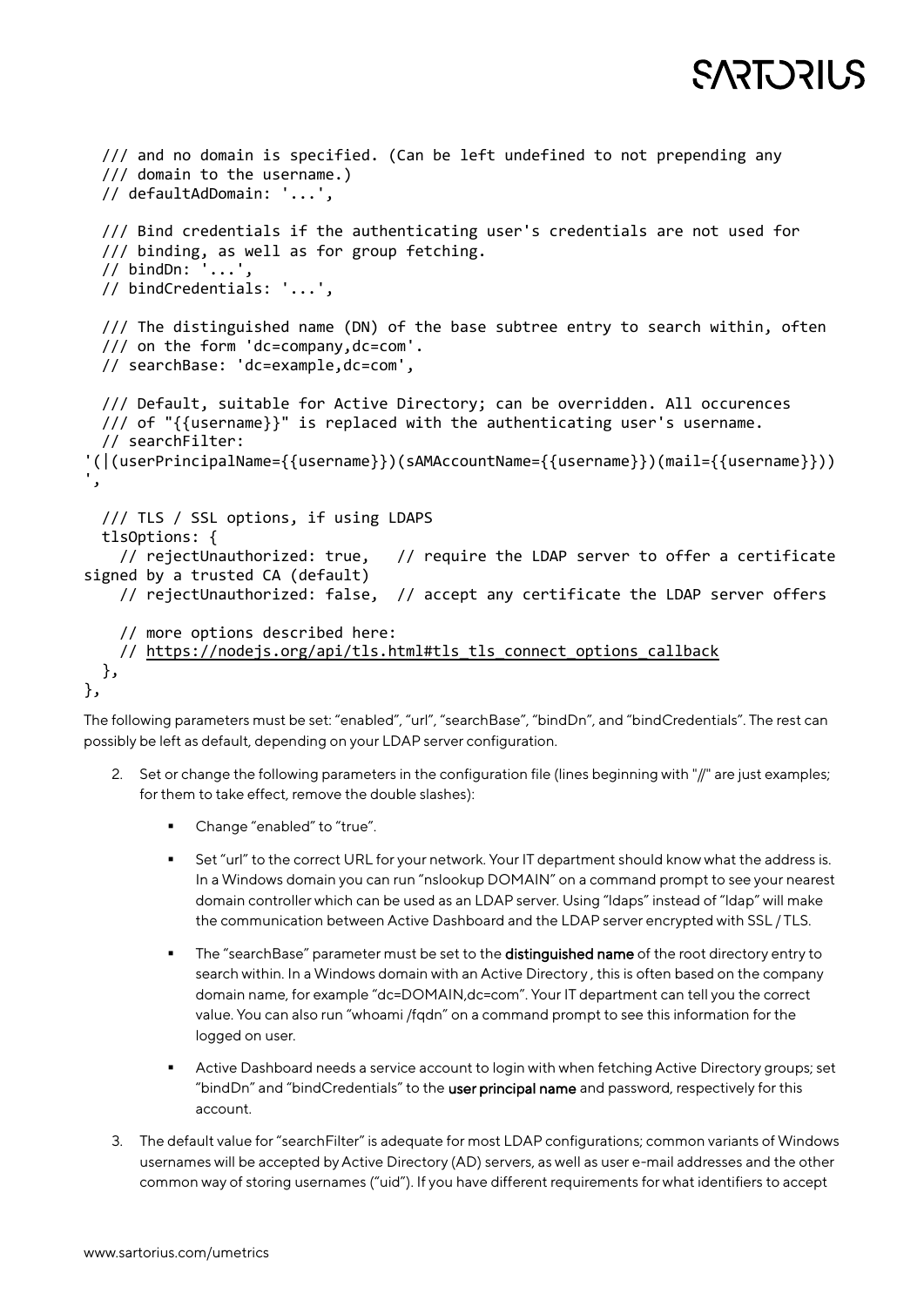```
  /// and no domain is specified. (Can be left undefined to not prepending any
  /// domain to the username.)
  // defaultAdDomain: '...',

  /// Bind credentials if the authenticating user's credentials are not used for
  /// binding, as well as for group fetching.
  // bindDn: '...',
  // bindCredentials: '...',

  /// The distinguished name (DN) of the base subtree entry to search within, often
  /// on the form 'dc=company,dc=com'.
  // searchBase: 'dc=example,dc=com',

  /// Default, suitable for Active Directory; can be overridden. All occurences
  /// of "{{username}}" is replaced with the authenticating user's username.
  // searchFilter:
'(|(userPrincipalName={{username}})(sAMAccountName={{username}})(mail={{username}}))
',

  /// TLS / SSL options, if using LDAPS
  tlsOptions: {
    // rejectUnauthorized: true,   // require the LDAP server to offer a certificate
signed by a trusted CA (default)
    // rejectUnauthorized: false,  // accept any certificate the LDAP server offers

    // more options described here:
    // https://nodejs.org/api/tls.html#tls_tls_connect_options_callback
  },
},
```

The following parameters must be set: "enabled", "url", "searchBase", "bindDn", and "bindCredentials". The rest can possibly be left as default, depending on your LDAP server configuration.

2. Set or change the following parameters in the configuration file (lines beginning with "//" are just examples; for them to take effect, remove the double slashes):
   - Change "enabled" to "true".
   - Set "url" to the correct URL for your network. Your IT department should know what the address is. In a Windows domain you can run "nslookup DOMAIN" on a command prompt to see your nearest domain controller which can be used as an LDAP server. Using "ldaps" instead of "ldap" will make the communication between Active Dashboard and the LDAP server encrypted with SSL / TLS.
   - The "searchBase" parameter must be set to the distinguished name of the root directory entry to search within. In a Windows domain with an Active Directory , this is often based on the company domain name, for example "dc=DOMAIN,dc=com". Your IT department can tell you the correct value. You can also run "whoami /fqdn" on a command prompt to see this information for the logged on user.
   - Active Dashboard needs a service account to login with when fetching Active Directory groups; set "bindDn" and "bindCredentials" to the user principal name and password, respectively for this account.
3. The default value for "searchFilter" is adequate for most LDAP configurations; common variants of Windows usernames will be accepted by Active Directory (AD) servers, as well as user e-mail addresses and the other common way of storing usernames ("uid"). If you have different requirements for what identifiers to accept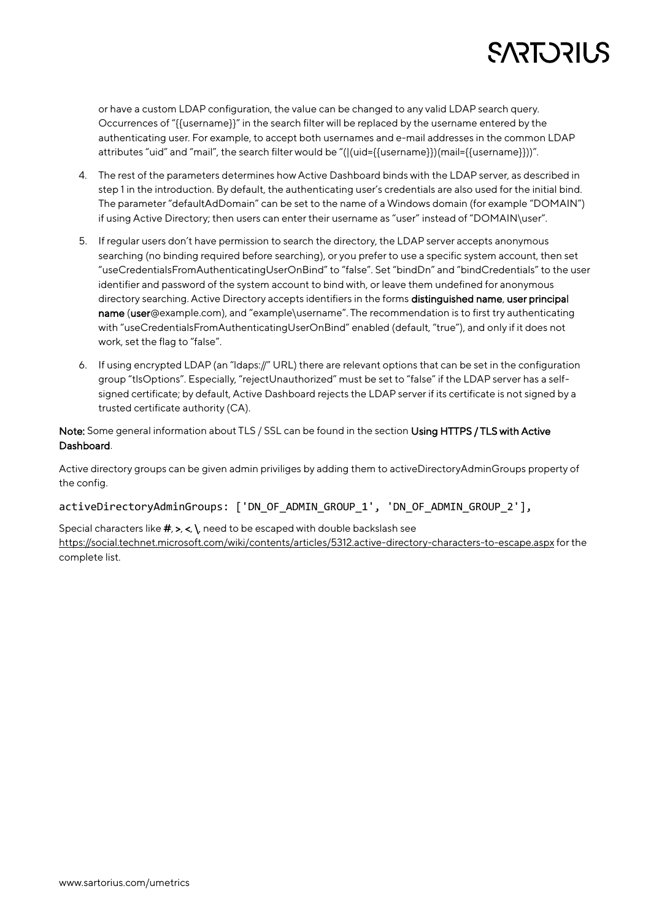or have a custom LDAP configuration, the value can be changed to any valid LDAP search query. Occurrences of "{{username}}" in the search filter will be replaced by the username entered by the authenticating user. For example, to accept both usernames and e-mail addresses in the common LDAP attributes "uid" and "mail", the search filter would be "(|(uid={{username}})(mail={{username}}))".

4. The rest of the parameters determines how Active Dashboard binds with the LDAP server, as described in step 1 in the introduction. By default, the authenticating user's credentials are also used for the initial bind. The parameter "defaultAdDomain" can be set to the name of a Windows domain (for example "DOMAIN") if using Active Directory; then users can enter their username as "user" instead of "DOMAIN\user".

5. If regular users don't have permission to search the directory, the LDAP server accepts anonymous searching (no binding required before searching), or you prefer to use a specific system account, then set "useCredentialsFromAuthenticatingUserOnBind" to "false". Set "bindDn" and "bindCredentials" to the user identifier and password of the system account to bind with, or leave them undefined for anonymous directory searching. Active Directory accepts identifiers in the forms **distinguished name**, **user principal name** (**user**@example.com), and "example\username". The recommendation is to first try authenticating with "useCredentialsFromAuthenticatingUserOnBind" enabled (default, "true"), and only if it does not work, set the flag to "false".

6. If using encrypted LDAP (an "ldaps://" URL) there are relevant options that can be set in the configuration group "tlsOptions". Especially, "rejectUnauthorized" must be set to "false" if the LDAP server has a self-signed certificate; by default, Active Dashboard rejects the LDAP server if its certificate is not signed by a trusted certificate authority (CA).

**Note:** Some general information about TLS / SSL can be found in the section **Using HTTPS / TLS with Active Dashboard**.

Active directory groups can be given admin priviliges by adding them to activeDirectoryAdminGroups property of the config.

```
activeDirectoryAdminGroups: ['DN_OF_ADMIN_GROUP_1', 'DN_OF_ADMIN_GROUP_2'],
```

Special characters like **#**, **>**, **<**, **\**, need to be escaped with double backslash see https://social.technet.microsoft.com/wiki/contents/articles/5312.active-directory-characters-to-escape.aspx for the complete list.